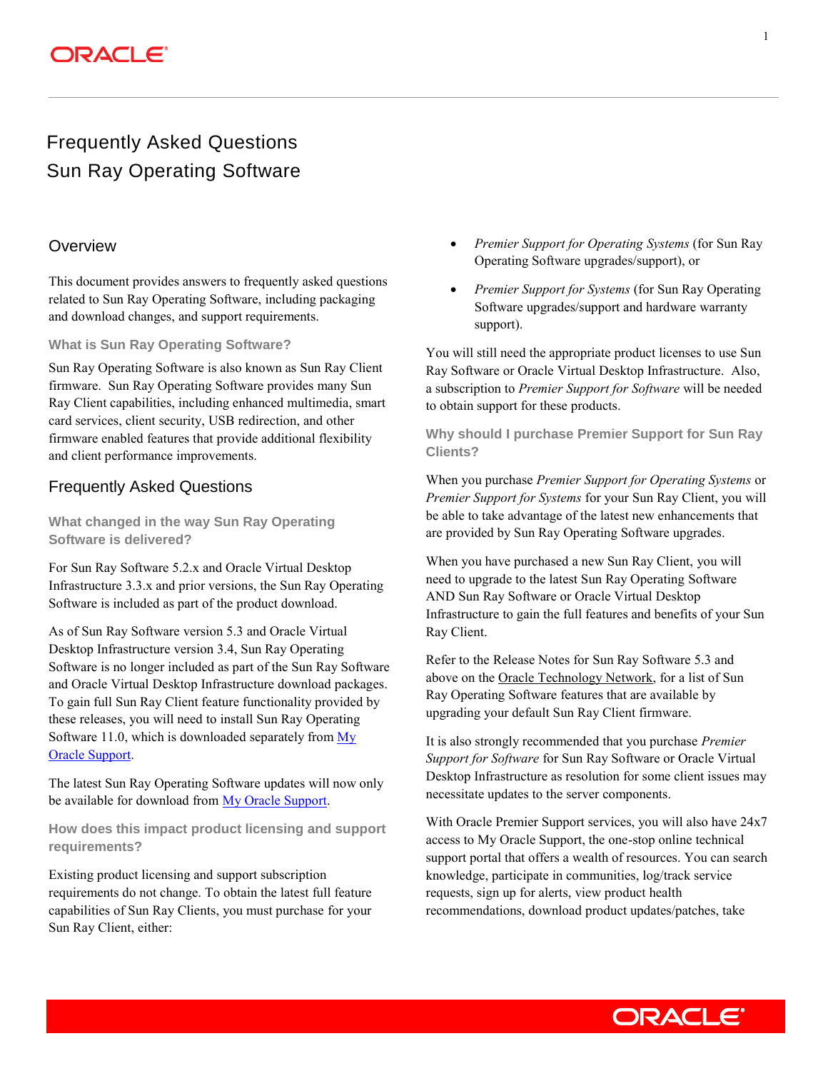# Frequently Asked Questions
# Sun Ray Operating Software

## Overview

This document provides answers to frequently asked questions related to Sun Ray Operating Software, including packaging and download changes, and support requirements.

### What is Sun Ray Operating Software?

Sun Ray Operating Software is also known as Sun Ray Client firmware. Sun Ray Operating Software provides many Sun Ray Client capabilities, including enhanced multimedia, smart card services, client security, USB redirection, and other firmware enabled features that provide additional flexibility and client performance improvements.

## Frequently Asked Questions

### What changed in the way Sun Ray Operating Software is delivered?

For Sun Ray Software 5.2.x and Oracle Virtual Desktop Infrastructure 3.3.x and prior versions, the Sun Ray Operating Software is included as part of the product download.

As of Sun Ray Software version 5.3 and Oracle Virtual Desktop Infrastructure version 3.4, Sun Ray Operating Software is no longer included as part of the Sun Ray Software and Oracle Virtual Desktop Infrastructure download packages. To gain full Sun Ray Client feature functionality provided by these releases, you will need to install Sun Ray Operating Software 11.0, which is downloaded separately from My Oracle Support.

The latest Sun Ray Operating Software updates will now only be available for download from My Oracle Support.

### How does this impact product licensing and support requirements?

Existing product licensing and support subscription requirements do not change. To obtain the latest full feature capabilities of Sun Ray Clients, you must purchase for your Sun Ray Client, either:

- *Premier Support for Operating Systems* (for Sun Ray Operating Software upgrades/support), or
- *Premier Support for Systems* (for Sun Ray Operating Software upgrades/support and hardware warranty support).

You will still need the appropriate product licenses to use Sun Ray Software or Oracle Virtual Desktop Infrastructure. Also, a subscription to *Premier Support for Software* will be needed to obtain support for these products.

### Why should I purchase Premier Support for Sun Ray Clients?

When you purchase *Premier Support for Operating Systems* or *Premier Support for Systems* for your Sun Ray Client, you will be able to take advantage of the latest new enhancements that are provided by Sun Ray Operating Software upgrades.

When you have purchased a new Sun Ray Client, you will need to upgrade to the latest Sun Ray Operating Software AND Sun Ray Software or Oracle Virtual Desktop Infrastructure to gain the full features and benefits of your Sun Ray Client.

Refer to the Release Notes for Sun Ray Software 5.3 and above on the Oracle Technology Network, for a list of Sun Ray Operating Software features that are available by upgrading your default Sun Ray Client firmware.

It is also strongly recommended that you purchase *Premier Support for Software* for Sun Ray Software or Oracle Virtual Desktop Infrastructure as resolution for some client issues may necessitate updates to the server components.

With Oracle Premier Support services, you will also have 24x7 access to My Oracle Support, the one-stop online technical support portal that offers a wealth of resources. You can search knowledge, participate in communities, log/track service requests, sign up for alerts, view product health recommendations, download product updates/patches, take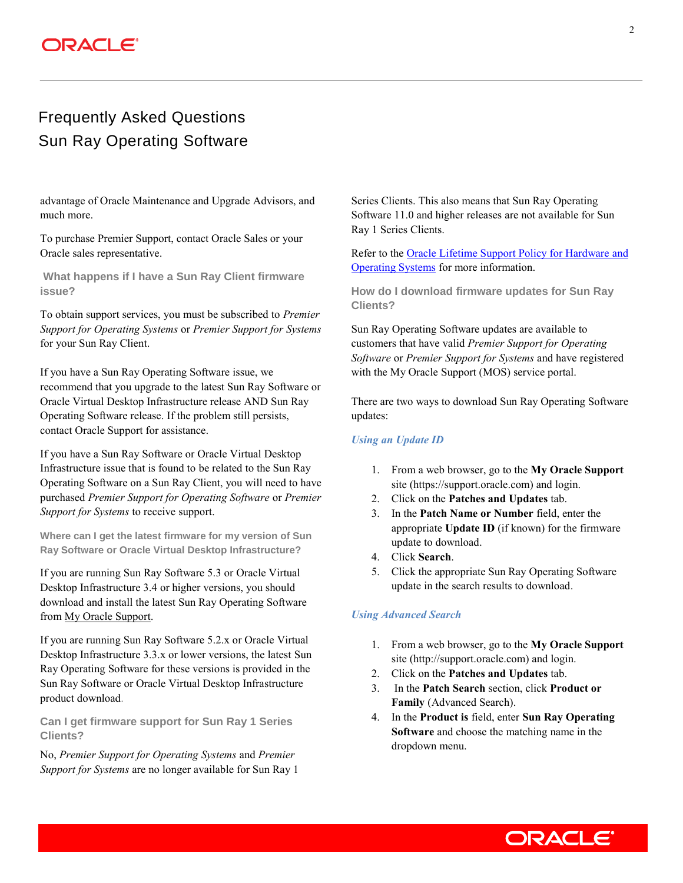advantage of Oracle Maintenance and Upgrade Advisors, and much more.

To purchase Premier Support, contact Oracle Sales or your Oracle sales representative.

### What happens if I have a Sun Ray Client firmware issue?

To obtain support services, you must be subscribed to *Premier Support for Operating Systems* or *Premier Support for Systems* for your Sun Ray Client.

If you have a Sun Ray Operating Software issue, we recommend that you upgrade to the latest Sun Ray Software or Oracle Virtual Desktop Infrastructure release AND Sun Ray Operating Software release. If the problem still persists, contact Oracle Support for assistance.

If you have a Sun Ray Software or Oracle Virtual Desktop Infrastructure issue that is found to be related to the Sun Ray Operating Software on a Sun Ray Client, you will need to have purchased *Premier Support for Operating Software* or *Premier Support for Systems* to receive support.

### Where can I get the latest firmware for my version of Sun Ray Software or Oracle Virtual Desktop Infrastructure?

If you are running Sun Ray Software 5.3 or Oracle Virtual Desktop Infrastructure 3.4 or higher versions, you should download and install the latest Sun Ray Operating Software from My Oracle Support.

If you are running Sun Ray Software 5.2.x or Oracle Virtual Desktop Infrastructure 3.3.x or lower versions, the latest Sun Ray Operating Software for these versions is provided in the Sun Ray Software or Oracle Virtual Desktop Infrastructure product download.

### Can I get firmware support for Sun Ray 1 Series Clients?

No, *Premier Support for Operating Systems* and *Premier Support for Systems* are no longer available for Sun Ray 1 Series Clients. This also means that Sun Ray Operating Software 11.0 and higher releases are not available for Sun Ray 1 Series Clients.

Refer to the Oracle Lifetime Support Policy for Hardware and Operating Systems for more information.

### How do I download firmware updates for Sun Ray Clients?

Sun Ray Operating Software updates are available to customers that have valid *Premier Support for Operating Software* or *Premier Support for Systems* and have registered with the My Oracle Support (MOS) service portal.

There are two ways to download Sun Ray Operating Software updates:

#### *Using an Update ID*

1. From a web browser, go to the **My Oracle Support** site (https://support.oracle.com) and login.
2. Click on the **Patches and Updates** tab.
3. In the **Patch Name or Number** field, enter the appropriate **Update ID** (if known) for the firmware update to download.
4. Click **Search**.
5. Click the appropriate Sun Ray Operating Software update in the search results to download.

#### *Using Advanced Search*

1. From a web browser, go to the **My Oracle Support** site (http://support.oracle.com) and login.
2. Click on the **Patches and Updates** tab.
3. In the **Patch Search** section, click **Product or Family** (Advanced Search).
4. In the **Product is** field, enter **Sun Ray Operating Software** and choose the matching name in the dropdown menu.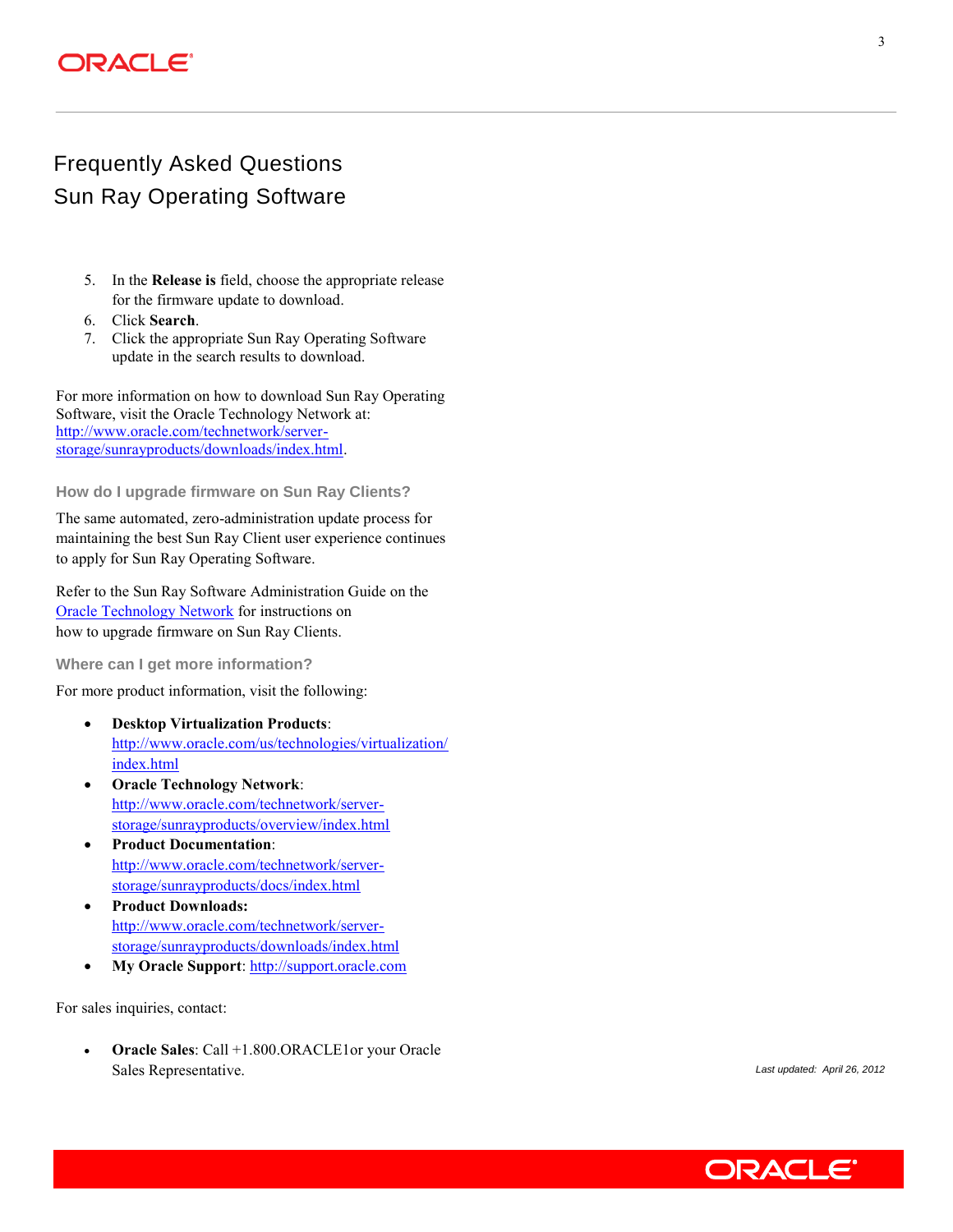5. In the **Release is** field, choose the appropriate release for the firmware update to download.
6. Click **Search**.
7. Click the appropriate Sun Ray Operating Software update in the search results to download.

For more information on how to download Sun Ray Operating Software, visit the Oracle Technology Network at: http://www.oracle.com/technetwork/server-storage/sunrayproducts/downloads/index.html.

### How do I upgrade firmware on Sun Ray Clients?

The same automated, zero-administration update process for maintaining the best Sun Ray Client user experience continues to apply for Sun Ray Operating Software.

Refer to the Sun Ray Software Administration Guide on the Oracle Technology Network for instructions on how to upgrade firmware on Sun Ray Clients.

### Where can I get more information?

For more product information, visit the following:

- **Desktop Virtualization Products**: http://www.oracle.com/us/technologies/virtualization/index.html
- **Oracle Technology Network**: http://www.oracle.com/technetwork/server-storage/sunrayproducts/overview/index.html
- **Product Documentation**: http://www.oracle.com/technetwork/server-storage/sunrayproducts/docs/index.html
- **Product Downloads:** http://www.oracle.com/technetwork/server-storage/sunrayproducts/downloads/index.html
- **My Oracle Support**: http://support.oracle.com

For sales inquiries, contact:

- **Oracle Sales**: Call +1.800.ORACLE1or your Oracle Sales Representative.

*Last updated: April 26, 2012*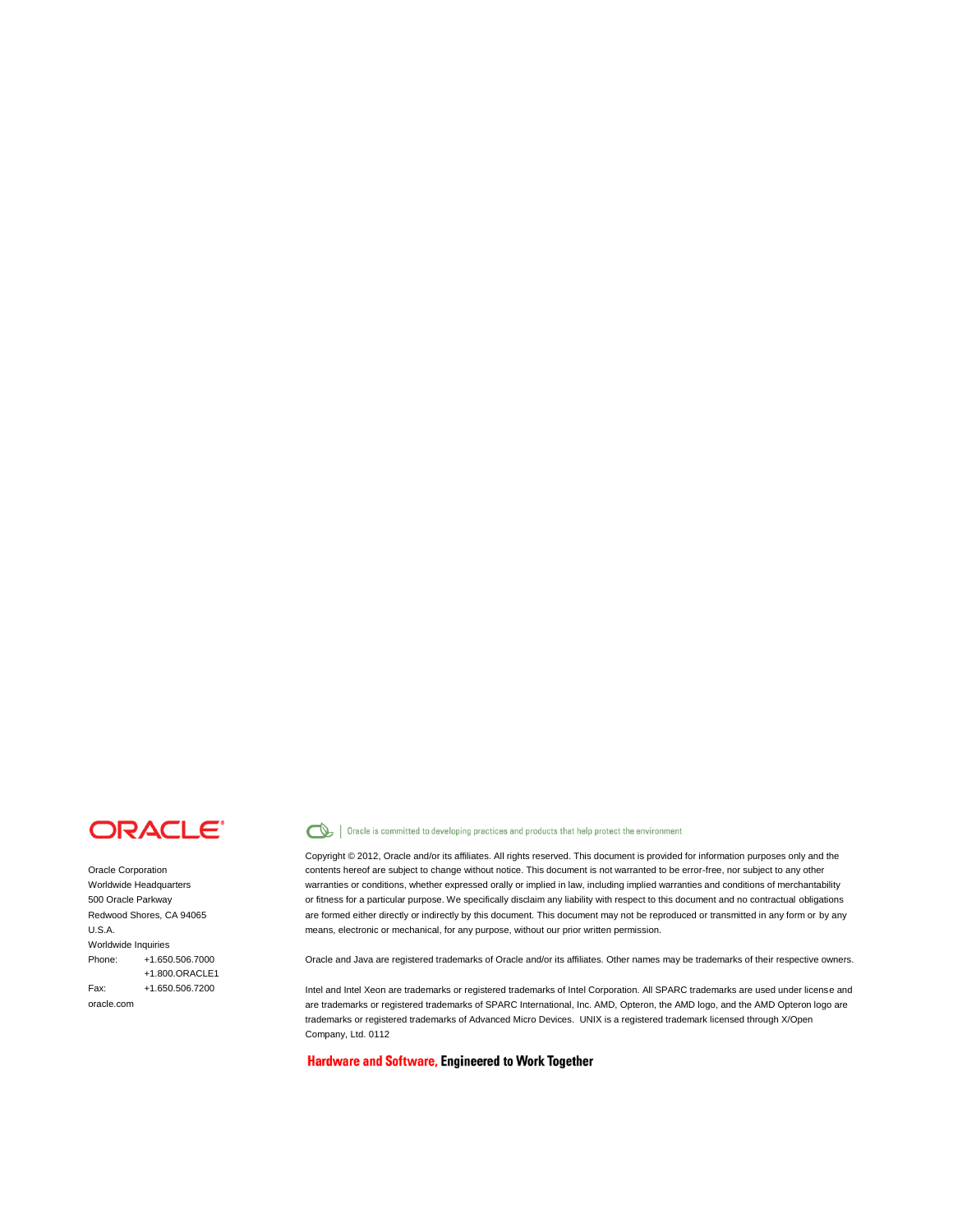ORACLE

Oracle Corporation
Worldwide Headquarters
500 Oracle Parkway
Redwood Shores, CA 94065
U.S.A.

Worldwide Inquiries
Phone: +1.650.506.7000
+1.800.ORACLE1
Fax: +1.650.506.7200
oracle.com

Oracle is committed to developing practices and products that help protect the environment

Copyright © 2012, Oracle and/or its affiliates. All rights reserved. This document is provided for information purposes only and the contents hereof are subject to change without notice. This document is not warranted to be error-free, nor subject to any other warranties or conditions, whether expressed orally or implied in law, including implied warranties and conditions of merchantability or fitness for a particular purpose. We specifically disclaim any liability with respect to this document and no contractual obligations are formed either directly or indirectly by this document. This document may not be reproduced or transmitted in any form or by any means, electronic or mechanical, for any purpose, without our prior written permission.

Oracle and Java are registered trademarks of Oracle and/or its affiliates. Other names may be trademarks of their respective owners.

Intel and Intel Xeon are trademarks or registered trademarks of Intel Corporation. All SPARC trademarks are used under license and are trademarks or registered trademarks of SPARC International, Inc. AMD, Opteron, the AMD logo, and the AMD Opteron logo are trademarks or registered trademarks of Advanced Micro Devices. UNIX is a registered trademark licensed through X/Open Company, Ltd. 0112

**Hardware and Software, Engineered to Work Together**